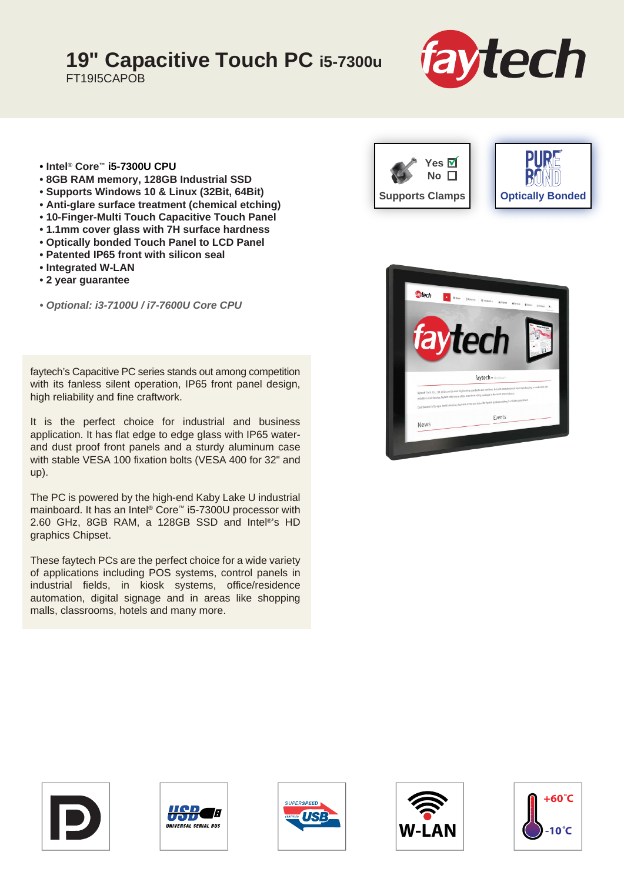# 19" Capacitive Touch PC i5-7300u

FT19I5CAPOB

- **Intel® Core™ i5-7300U CPU**
- **8GB RAM memory, 128GB Industrial SSD**
- **Supports Windows 10 & Linux (32Bit, 64Bit)**
- **Anti-glare surface treatment (chemical etching)**
- **10-Finger-Multi Touch Capacitive Touch Panel**
- **1.1mm cover glass with 7H surface hardness**
- **Optically bonded Touch Panel to LCD Panel**
- **Patented IP65 front with silicon seal**
- **Integrated W-LAN**
- **2 year guarantee**

*• Optional: i3-7100U / i7-7600U Core CPU*

Yes ☑ No ☐ **Supports Clamps**

**Optically Bonded**

faytech's Capacitive PC series stands out among competition with its fanless silent operation, IP65 front panel design, high reliability and fine craftwork.

It is the perfect choice for industrial and business application. It has flat edge to edge glass with IP65 water- and dust proof front panels and a sturdy aluminum case with stable VESA 100 fixation bolts (VESA 400 for 32" and up).

The PC is powered by the high-end Kaby Lake U industrial mainboard. It has an Intel® Core™ i5-7300U processor with 2.60 GHz, 8GB RAM, a 128GB SSD and Intel®'s HD graphics Chipset.

These faytech PCs are the perfect choice for a wide variety of applications including POS systems, control panels in industrial fields, in kiosk systems, office/residence automation, digital signage and in areas like shopping malls, classrooms, hotels and many more.

W-LAN

+60°C

-10°C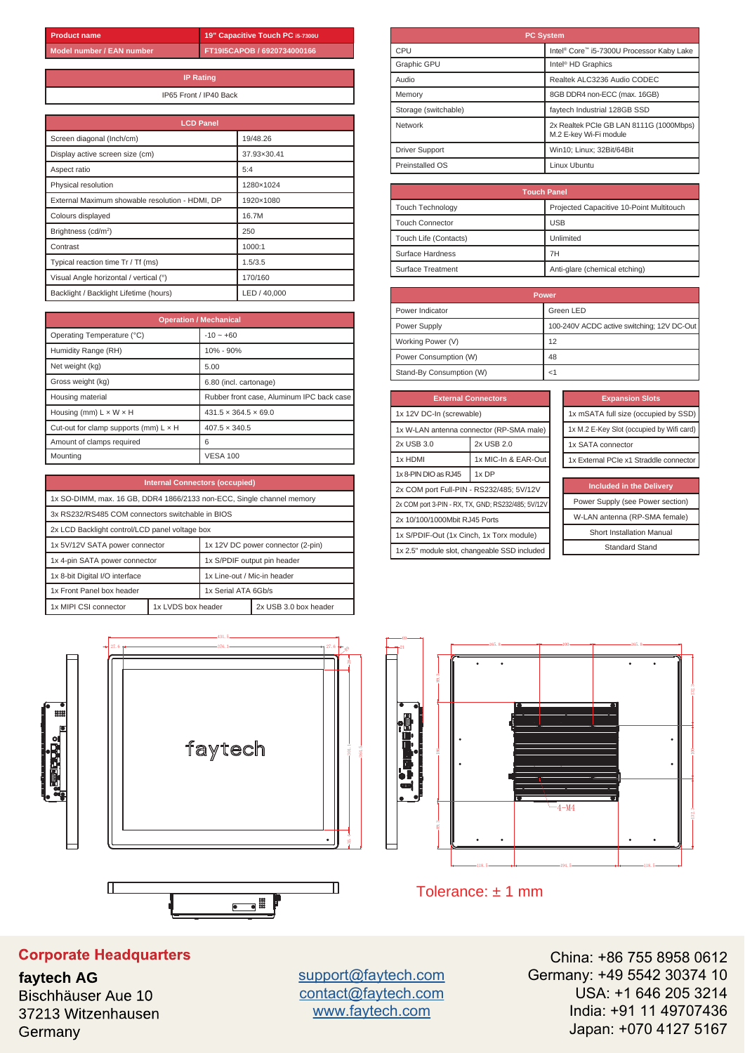| Product name | 19" Capacitive Touch PC i5-7300U |
|---|---|
| Model number / EAN number | FT19I5CAPOB / 6920734000166 |

| IP Rating |
|---|
| IP65 Front / IP40 Back |

| LCD Panel | |
|---|---|
| Screen diagonal (Inch/cm) | 19/48.26 |
| Display active screen size (cm) | 37.93×30.41 |
| Aspect ratio | 5:4 |
| Physical resolution | 1280×1024 |
| External Maximum showable resolution - HDMI, DP | 1920×1080 |
| Colours displayed | 16.7M |
| Brightness (cd/m²) | 250 |
| Contrast | 1000:1 |
| Typical reaction time Tr / Tf (ms) | 1.5/3.5 |
| Visual Angle horizontal / vertical (°) | 170/160 |
| Backlight / Backlight Lifetime (hours) | LED / 40,000 |

| Operation / Mechanical | |
|---|---|
| Operating Temperature (°C) | -10 ~ +60 |
| Humidity Range (RH) | 10% - 90% |
| Net weight (kg) | 5.00 |
| Gross weight (kg) | 6.80 (incl. cartonage) |
| Housing material | Rubber front case, Aluminum IPC back case |
| Housing (mm) L × W × H | 431.5 × 364.5 × 69.0 |
| Cut-out for clamp supports (mm) L × H | 407.5 × 340.5 |
| Amount of clamps required | 6 |
| Mounting | VESA 100 |

| Internal Connectors (occupied) | | |
|---|---|---|
| 1x SO-DIMM, max. 16 GB, DDR4 1866/2133 non-ECC, Single channel memory | | |
| 3x RS232/RS485 COM connectors switchable in BIOS | | |
| 2x LCD Backlight control/LCD panel voltage box | | |
| 1x 5V/12V SATA power connector | 1x 12V DC power connector (2-pin) | |
| 1x 4-pin SATA power connector | 1x S/PDIF output pin header | |
| 1x 8-bit Digital I/O interface | 1x Line-out / Mic-in header | |
| 1x Front Panel box header | 1x Serial ATA 6Gb/s | |
| 1x MIPI CSI connector | 1x LVDS box header | 2x USB 3.0 box header |

| PC System | |
|---|---|
| CPU | Intel® Core™ i5-7300U Processor Kaby Lake |
| Graphic GPU | Intel® HD Graphics |
| Audio | Realtek ALC3236 Audio CODEC |
| Memory | 8GB DDR4 non-ECC (max. 16GB) |
| Storage (switchable) | faytech Industrial 128GB SSD |
| Network | 2x Realtek PCIe GB LAN 8111G (1000Mbps) M.2 E-key Wi-Fi module |
| Driver Support | Win10; Linux; 32Bit/64Bit |
| Preinstalled OS | Linux Ubuntu |

| Touch Panel | |
|---|---|
| Touch Technology | Projected Capacitive 10-Point Multitouch |
| Touch Connector | USB |
| Touch Life (Contacts) | Unlimited |
| Surface Hardness | 7H |
| Surface Treatment | Anti-glare (chemical etching) |

| Power | |
|---|---|
| Power Indicator | Green LED |
| Power Supply | 100-240V ACDC active switching; 12V DC-Out |
| Working Power (V) | 12 |
| Power Consumption (W) | 48 |
| Stand-By Consumption (W) | <1 |

| External Connectors | |
|---|---|
| 1x 12V DC-In (screwable) | |
| 1x W-LAN antenna connector (RP-SMA male) | |
| 2x USB 3.0 | 2x USB 2.0 |
| 1x HDMI | 1x MIC-In & EAR-Out |
| 1x 8-PIN DIO as RJ45 | 1x DP |
| 2x COM port Full-PIN - RS232/485; 5V/12V | |
| 2x COM port 3-PIN - RX, TX, GND; RS232/485; 5V/12V | |
| 2x 10/100/1000Mbit RJ45 Ports | |
| 1x S/PDIF-Out (1x Cinch, 1x Torx module) | |
| 1x 2.5" module slot, changeable SSD included | |

| Expansion Slots |
|---|
| 1x mSATA full size (occupied by SSD) |
| 1x M.2 E-Key Slot (occupied by Wifi card) |
| 1x SATA connector |
| 1x External PCIe x1 Straddle connector |

| Included in the Delivery |
|---|
| Power Supply (see Power section) |
| W-LAN antenna (RP-SMA female) |
| Short Installation Manual |
| Standard Stand |

faytech

4-M4

Tolerance: ± 1 mm

## Corporate Headquarters

**faytech AG**
Bischhäuser Aue 10
37213 Witzenhausen
Germany

support@faytech.com
contact@faytech.com
www.faytech.com

China: +86 755 8958 0612
Germany: +49 5542 30374 10
USA: +1 646 205 3214
India: +91 11 49707436
Japan: +070 4127 5167